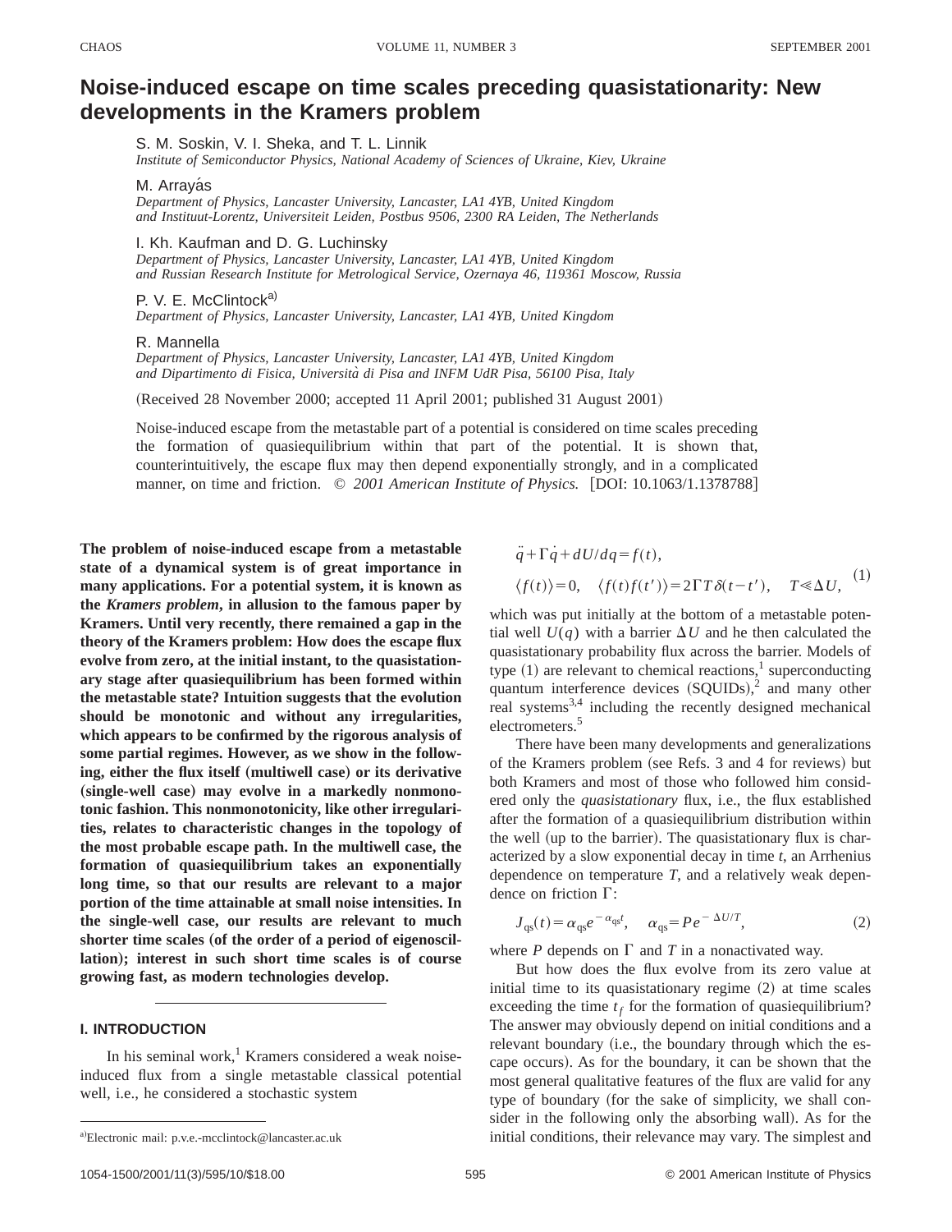# Noise-induced escape on time scales preceding quasistationarity: New developments in the Kramers problem

S. M. Soskin, V. I. Sheka, and T. L. Linnik
*Institute of Semiconductor Physics, National Academy of Sciences of Ukraine, Kiev, Ukraine*

M. Arrayás
*Department of Physics, Lancaster University, Lancaster, LA1 4YB, United Kingdom and Instituut-Lorentz, Universiteit Leiden, Postbus 9506, 2300 RA Leiden, The Netherlands*

I. Kh. Kaufman and D. G. Luchinsky
*Department of Physics, Lancaster University, Lancaster, LA1 4YB, United Kingdom and Russian Research Institute for Metrological Service, Ozernaya 46, 119361 Moscow, Russia*

P. V. E. McClintock[a]
*Department of Physics, Lancaster University, Lancaster, LA1 4YB, United Kingdom*

R. Mannella
*Department of Physics, Lancaster University, Lancaster, LA1 4YB, United Kingdom and Dipartimento di Fisica, Università di Pisa and INFM UdR Pisa, 56100 Pisa, Italy*

(Received 28 November 2000; accepted 11 April 2001; published 31 August 2001)

Noise-induced escape from the metastable part of a potential is considered on time scales preceding the formation of quasiequilibrium within that part of the potential. It is shown that, counterintuitively, the escape flux may then depend exponentially strongly, and in a complicated manner, on time and friction. © *2001 American Institute of Physics.* [DOI: 10.1063/1.1378788]

**The problem of noise-induced escape from a metastable state of a dynamical system is of great importance in many applications. For a potential system, it is known as the *Kramers problem*, in allusion to the famous paper by Kramers. Until very recently, there remained a gap in the theory of the Kramers problem: How does the escape flux evolve from zero, at the initial instant, to the quasistationary stage after quasiequilibrium has been formed within the metastable state? Intuition suggests that the evolution should be monotonic and without any irregularities, which appears to be confirmed by the rigorous analysis of some partial regimes. However, as we show in the following, either the flux itself (multiwell case) or its derivative (single-well case) may evolve in a markedly nonmonotonic fashion. This nonmonotonicity, like other irregularities, relates to characteristic changes in the topology of the most probable escape path. In the multiwell case, the formation of quasiequilibrium takes an exponentially long time, so that our results are relevant to a major portion of the time attainable at small noise intensities. In the single-well case, our results are relevant to much shorter time scales (of the order of a period of eigenoscillation); interest in such short time scales is of course growing fast, as modern technologies develop.**

## I. INTRODUCTION

In his seminal work,[1] Kramers considered a weak noise-induced flux from a single metastable classical potential well, i.e., he considered a stochastic system

$$\ddot{q}+\Gamma\dot{q}+dU/dq=f(t),$$
$$\langle f(t)\rangle=0,\quad \langle f(t)f(t')\rangle=2\Gamma T\delta(t-t'),\quad T\ll\Delta U, \tag{1}$$

which was put initially at the bottom of a metastable potential well $U(q)$ with a barrier $\Delta U$ and he then calculated the quasistationary probability flux across the barrier. Models of type (1) are relevant to chemical reactions,[1] superconducting quantum interference devices (SQUIDs),[2] and many other real systems[3,4] including the recently designed mechanical electrometers.[5]

There have been many developments and generalizations of the Kramers problem (see Refs. 3 and 4 for reviews) but both Kramers and most of those who followed him considered only the *quasistationary* flux, i.e., the flux established after the formation of a quasiequilibrium distribution within the well (up to the barrier). The quasistationary flux is characterized by a slow exponential decay in time $t$, an Arrhenius dependence on temperature $T$, and a relatively weak dependence on friction $\Gamma$:

$$J_{\rm qs}(t)=\alpha_{\rm qs}e^{-\alpha_{\rm qs}t},\quad \alpha_{\rm qs}=Pe^{-\Delta U/T}, \tag{2}$$

where $P$ depends on $\Gamma$ and $T$ in a nonactivated way.

But how does the flux evolve from its zero value at initial time to its quasistationary regime (2) at time scales exceeding the time $t_f$ for the formation of quasiequilibrium? The answer may obviously depend on initial conditions and a relevant boundary (i.e., the boundary through which the escape occurs). As for the boundary, it can be shown that the most general qualitative features of the flux are valid for any type of boundary (for the sake of simplicity, we shall consider in the following only the absorbing wall). As for the initial conditions, their relevance may vary. The simplest and

[a]Electronic mail: p.v.e.-mcclintock@lancaster.ac.uk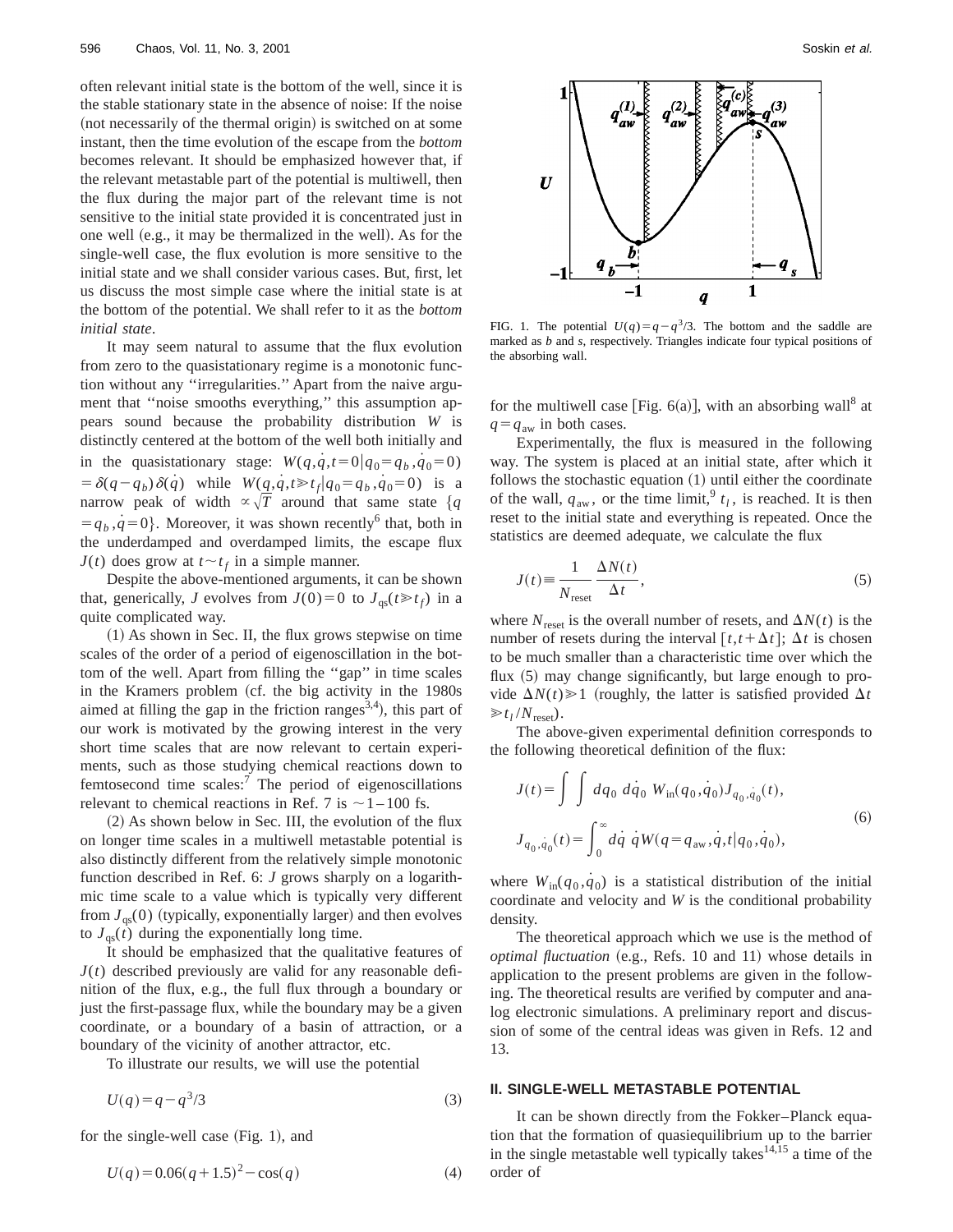often relevant initial state is the bottom of the well, since it is the stable stationary state in the absence of noise: If the noise (not necessarily of the thermal origin) is switched on at some instant, then the time evolution of the escape from the *bottom* becomes relevant. It should be emphasized however that, if the relevant metastable part of the potential is multiwell, then the flux during the major part of the relevant time is not sensitive to the initial state provided it is concentrated just in one well (e.g., it may be thermalized in the well). As for the single-well case, the flux evolution is more sensitive to the initial state and we shall consider various cases. But, first, let us discuss the most simple case where the initial state is at the bottom of the potential. We shall refer to it as the *bottom initial state*.

It may seem natural to assume that the flux evolution from zero to the quasistationary regime is a monotonic function without any ''irregularities.'' Apart from the naive argument that ''noise smooths everything,'' this assumption appears sound because the probability distribution $W$ is distinctly centered at the bottom of the well both initially and in the quasistationary stage: $W(q,\dot{q},t=0|q_0=q_b,\dot{q}_0=0) = \delta(q-q_b)\delta(\dot{q})$ while $W(q,\dot{q},t\gg t_f|q_0=q_b,\dot{q}_0=0)$ is a narrow peak of width $\propto\sqrt{T}$ around that same state $\{q=q_b,\dot{q}=0\}$. Moreover, it was shown recently[6] that, both in the underdamped and overdamped limits, the escape flux $J(t)$ does grow at $t\sim t_f$ in a simple manner.

Despite the above-mentioned arguments, it can be shown that, generically, $J$ evolves from $J(0)=0$ to $J_{\mathrm{qs}}(t\gg t_f)$ in a quite complicated way.

(1) As shown in Sec. II, the flux grows stepwise on time scales of the order of a period of eigenoscillation in the bottom of the well. Apart from filling the ''gap'' in time scales in the Kramers problem (cf. the big activity in the 1980s aimed at filling the gap in the friction ranges[3,4]), this part of our work is motivated by the growing interest in the very short time scales that are now relevant to certain experiments, such as those studying chemical reactions down to femtosecond time scales:[7] The period of eigenoscillations relevant to chemical reactions in Ref. 7 is $\sim 1-100$ fs.

(2) As shown below in Sec. III, the evolution of the flux on longer time scales in a multiwell metastable potential is also distinctly different from the relatively simple monotonic function described in Ref. 6: $J$ grows sharply on a logarithmic time scale to a value which is typically very different from $J_{\mathrm{qs}}(0)$ (typically, exponentially larger) and then evolves to $J_{\mathrm{qs}}(t)$ during the exponentially long time.

It should be emphasized that the qualitative features of $J(t)$ described previously are valid for any reasonable definition of the flux, e.g., the full flux through a boundary or just the first-passage flux, while the boundary may be a given coordinate, or a boundary of a basin of attraction, or a boundary of the vicinity of another attractor, etc.

To illustrate our results, we will use the potential

$$U(q)=q-q^3/3 \tag{3}$$

for the single-well case (Fig. 1), and

$$U(q)=0.06(q+1.5)^2-\cos(q) \tag{4}$$

FIG. 1. The potential $U(q)=q-q^3/3$. The bottom and the saddle are marked as $b$ and $s$, respectively. Triangles indicate four typical positions of the absorbing wall.

for the multiwell case [Fig. 6(a)], with an absorbing wall[8] at $q=q_{\mathrm{aw}}$ in both cases.

Experimentally, the flux is measured in the following way. The system is placed at an initial state, after which it follows the stochastic equation (1) until either the coordinate of the wall, $q_{\mathrm{aw}}$, or the time limit,[9] $t_l$, is reached. It is then reset to the initial state and everything is repeated. Once the statistics are deemed adequate, we calculate the flux

$$J(t)\equiv\frac{1}{N_{\mathrm{reset}}}\frac{\Delta N(t)}{\Delta t}, \tag{5}$$

where $N_{\mathrm{reset}}$ is the overall number of resets, and $\Delta N(t)$ is the number of resets during the interval $[t,t+\Delta t]$; $\Delta t$ is chosen to be much smaller than a characteristic time over which the flux (5) may change significantly, but large enough to provide $\Delta N(t)\gg 1$ (roughly, the latter is satisfied provided $\Delta t \gg t_l/N_{\mathrm{reset}}$).

The above-given experimental definition corresponds to the following theoretical definition of the flux:

$$J(t)=\int\int dq_0\, d\dot{q}_0\, W_{\mathrm{in}}(q_0,\dot{q}_0)J_{q_0,\dot{q}_0}(t),$$
$$J_{q_0,\dot{q}_0}(t)=\int_0^\infty d\dot{q}\,\dot{q}W(q=q_{\mathrm{aw}},\dot{q},t|q_0,\dot{q}_0), \tag{6}$$

where $W_{\mathrm{in}}(q_0,\dot{q}_0)$ is a statistical distribution of the initial coordinate and velocity and $W$ is the conditional probability density.

The theoretical approach which we use is the method of *optimal fluctuation* (e.g., Refs. 10 and 11) whose details in application to the present problems are given in the following. The theoretical results are verified by computer and analog electronic simulations. A preliminary report and discussion of some of the central ideas was given in Refs. 12 and 13.

## II. SINGLE-WELL METASTABLE POTENTIAL

It can be shown directly from the Fokker–Planck equation that the formation of quasiequilibrium up to the barrier in the single metastable well typically takes[14,15] a time of the order of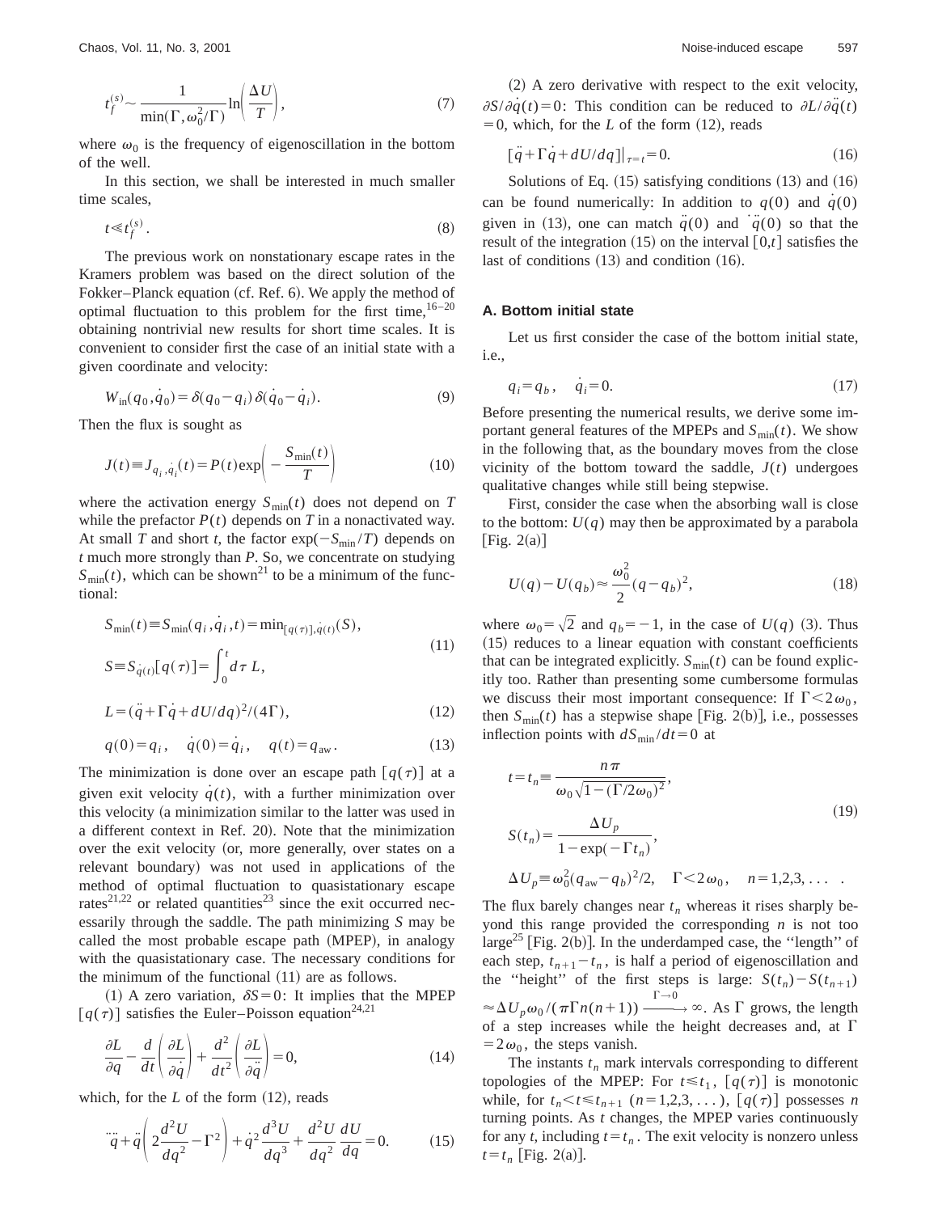$$t_f^{(s)} \sim \frac{1}{\min(\Gamma, \omega_0^2/\Gamma)} \ln\left(\frac{\Delta U}{T}\right), \tag{7}$$

where $\omega_0$ is the frequency of eigenoscillation in the bottom of the well.

In this section, we shall be interested in much smaller time scales,

$$t \ll t_f^{(s)}. \tag{8}$$

The previous work on nonstationary escape rates in the Kramers problem was based on the direct solution of the Fokker–Planck equation (cf. Ref. 6). We apply the method of optimal fluctuation to this problem for the first time,[16–20] obtaining nontrivial new results for short time scales. It is convenient to consider first the case of an initial state with a given coordinate and velocity:

$$W_{\rm in}(q_0, \dot{q}_0) = \delta(q_0 - q_i)\,\delta(\dot{q}_0 - \dot{q}_i). \tag{9}$$

Then the flux is sought as

$$J(t) \equiv J_{q_i, \dot{q}_i}(t) = P(t) \exp\left(-\frac{S_{\min}(t)}{T}\right) \tag{10}$$

where the activation energy $S_{\min}(t)$ does not depend on $T$ while the prefactor $P(t)$ depends on $T$ in a nonactivated way. At small $T$ and short $t$, the factor $\exp(-S_{\min}/T)$ depends on $t$ much more strongly than $P$. So, we concentrate on studying $S_{\min}(t)$, which can be shown[21] to be a minimum of the functional:

$$S_{\min}(t) \equiv S_{\min}(q_i, \dot{q}_i, t) = \min_{[q(\tau)], \dot{q}(t)}(S),$$
$$S \equiv S_{\dot{q}(t)}[q(\tau)] = \int_0^t d\tau\, L, \tag{11}$$

$$L = (\ddot{q} + \Gamma \dot{q} + dU/dq)^2/(4\Gamma), \tag{12}$$

$$q(0) = q_i, \quad \dot{q}(0) = \dot{q}_i, \quad q(t) = q_{\rm aw}. \tag{13}$$

The minimization is done over an escape path $[q(\tau)]$ at a given exit velocity $\dot{q}(t)$, with a further minimization over this velocity (a minimization similar to the latter was used in a different context in Ref. 20). Note that the minimization over the exit velocity (or, more generally, over states on a relevant boundary) was not used in applications of the method of optimal fluctuation to quasistationary escape rates[21,22] or related quantities[23] since the exit occurred necessarily through the saddle. The path minimizing $S$ may be called the most probable escape path (MPEP), in analogy with the quasistationary case. The necessary conditions for the minimum of the functional (11) are as follows.

(1) A zero variation, $\delta S = 0$: It implies that the MPEP $[q(\tau)]$ satisfies the Euler–Poisson equation[24,21]

$$\frac{\partial L}{\partial q} - \frac{d}{dt}\left(\frac{\partial L}{\partial \dot{q}}\right) + \frac{d^2}{dt^2}\left(\frac{\partial L}{\partial \ddot{q}}\right) = 0, \tag{14}$$

which, for the $L$ of the form (12), reads

$$\ddot{\ddot{q}} + \ddot{q}\left(2\frac{d^2U}{dq^2} - \Gamma^2\right) + \dot{q}^2 \frac{d^3U}{dq^3} + \frac{d^2U}{dq^2}\frac{dU}{dq} = 0. \tag{15}$$

(2) A zero derivative with respect to the exit velocity, $\partial S/\partial \dot{q}(t) = 0$: This condition can be reduced to $\partial L/\partial \ddot{q}(t) = 0$, which, for the $L$ of the form (12), reads

$$[\ddot{q} + \Gamma \dot{q} + dU/dq]|_{\tau=t} = 0. \tag{16}$$

Solutions of Eq. (15) satisfying conditions (13) and (16) can be found numerically: In addition to $q(0)$ and $\dot{q}(0)$ given in (13), one can match $\ddot{q}(0)$ and $\dddot{q}(0)$ so that the result of the integration (15) on the interval $[0,t]$ satisfies the last of conditions (13) and condition (16).

### A. Bottom initial state

Let us first consider the case of the bottom initial state, i.e.,

$$q_i = q_b, \quad \dot{q}_i = 0. \tag{17}$$

Before presenting the numerical results, we derive some important general features of the MPEPs and $S_{\min}(t)$. We show in the following that, as the boundary moves from the close vicinity of the bottom toward the saddle, $J(t)$ undergoes qualitative changes while still being stepwise.

First, consider the case when the absorbing wall is close to the bottom: $U(q)$ may then be approximated by a parabola [Fig. 2(a)]

$$U(q) - U(q_b) \approx \frac{\omega_0^2}{2}(q - q_b)^2, \tag{18}$$

where $\omega_0 = \sqrt{2}$ and $q_b = -1$, in the case of $U(q)$ (3). Thus (15) reduces to a linear equation with constant coefficients that can be integrated explicitly. $S_{\min}(t)$ can be found explicitly too. Rather than presenting some cumbersome formulas we discuss their most important consequence: If $\Gamma < 2\omega_0$, then $S_{\min}(t)$ has a stepwise shape [Fig. 2(b)], i.e., possesses inflection points with $dS_{\min}/dt = 0$ at

$$t = t_n \equiv \frac{n\pi}{\omega_0\sqrt{1 - (\Gamma/2\omega_0)^2}},$$
$$S(t_n) = \frac{\Delta U_p}{1 - \exp(-\Gamma t_n)}, \tag{19}$$
$$\Delta U_p \equiv \omega_0^2 (q_{\rm aw} - q_b)^2/2, \quad \Gamma < 2\omega_0, \quad n = 1,2,3,\ldots .$$

The flux barely changes near $t_n$ whereas it rises sharply beyond this range provided the corresponding $n$ is not too large[25] [Fig. 2(b)]. In the underdamped case, the "length" of each step, $t_{n+1} - t_n$, is half a period of eigenoscillation and the "height" of the first steps is large: $S(t_n) - S(t_{n+1}) \approx \Delta U_p \omega_0/(\pi\Gamma n(n+1)) \xrightarrow{\Gamma \to 0} \infty$. As $\Gamma$ grows, the length of a step increases while the height decreases and, at $\Gamma = 2\omega_0$, the steps vanish.

The instants $t_n$ mark intervals corresponding to different topologies of the MPEP: For $t \le t_1$, $[q(\tau)]$ is monotonic while, for $t_n < t \le t_{n+1}$ $(n = 1,2,3,\ldots)$, $[q(\tau)]$ possesses $n$ turning points. As $t$ changes, the MPEP varies continuously for any $t$, including $t = t_n$. The exit velocity is nonzero unless $t = t_n$ [Fig. 2(a)].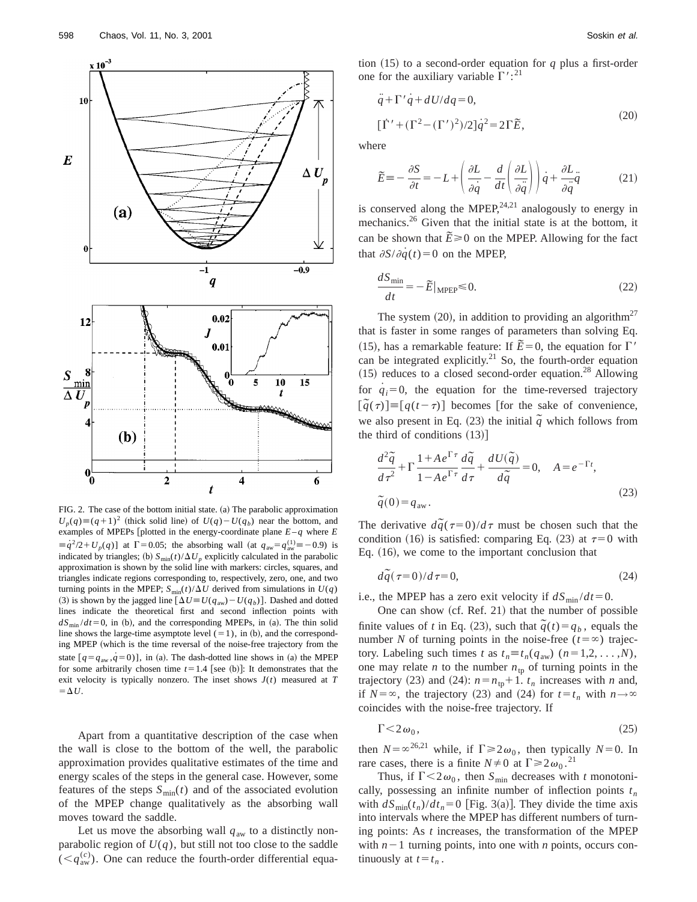FIG. 2. The case of the bottom initial state. (a) The parabolic approximation $U_p(q) \equiv (q+1)^2$ (thick solid line) of $U(q)-U(q_b)$ near the bottom, and examples of MPEPs [plotted in the energy-coordinate plane $E-q$ where $E \equiv \dot{q}^2/2 + U_p(q)$] at $\Gamma = 0.05$; the absorbing wall (at $q_{aw} = q_{aw}^{(1)} \equiv -0.9$) is indicated by triangles; (b) $S_{\min}(t)/\Delta U_p$ explicitly calculated in the parabolic approximation is shown by the solid line with markers: circles, squares, and triangles indicate regions corresponding to, respectively, zero, one, and two turning points in the MPEP; $S_{\min}(t)/\Delta U$ derived from simulations in $U(q)$ (3) is shown by the jagged line [$\Delta U \equiv U(q_{aw}) - U(q_b)$]. Dashed and dotted lines indicate the theoretical first and second inflection points with $dS_{\min}/dt = 0$, in (b), and the corresponding MPEPs, in (a). The thin solid line shows the large-time asymptote level ($=1$), in (b), and the corresponding MPEP (which is the time reversal of the noise-free trajectory from the state [$q = q_{aw}, \dot{q} = 0$)], in (a). The dash-dotted line shows in (a) the MPEP for some arbitrarily chosen time $t = 1.4$ [see (b)]: It demonstrates that the exit velocity is typically nonzero. The inset shows $J(t)$ measured at $T = \Delta U$.

Apart from a quantitative description of the case when the wall is close to the bottom of the well, the parabolic approximation provides qualitative estimates of the time and energy scales of the steps in the general case. However, some features of the steps $S_{\min}(t)$ and of the associated evolution of the MPEP change qualitatively as the absorbing wall moves toward the saddle.

Let us move the absorbing wall $q_{aw}$ to a distinctly nonparabolic region of $U(q)$, but still not too close to the saddle ($< q_{aw}^{(c)}$). One can reduce the fourth-order differential equation (15) to a second-order equation for $q$ plus a first-order one for the auxiliary variable $\Gamma'$:[21]

$$\ddot{q} + \Gamma' \dot{q} + dU/dq = 0,$$
$$[\dot{\Gamma}' + (\Gamma^2 - (\Gamma')^2)/2]\dot{q}^2 = 2\Gamma \tilde{E}, \tag{20}$$

where

$$\tilde{E} \equiv -\frac{\partial S}{\partial t} = -L + \left( \frac{\partial L}{\partial \dot{q}} - \frac{d}{dt}\left( \frac{\partial L}{\partial \ddot{q}} \right) \right) \dot{q} + \frac{\partial L}{\partial \ddot{q}} \ddot{q} \tag{21}$$

is conserved along the MPEP,[24,21] analogously to energy in mechanics.[26] Given that the initial state is at the bottom, it can be shown that $\tilde{E} \geq 0$ on the MPEP. Allowing for the fact that $\partial S/\partial \dot{q}(t) = 0$ on the MPEP,

$$\frac{dS_{\min}}{dt} = -\tilde{E}|_{\text{MPEP}} \leq 0. \tag{22}$$

The system (20), in addition to providing an algorithm[27] that is faster in some ranges of parameters than solving Eq. (15), has a remarkable feature: If $\tilde{E} = 0$, the equation for $\Gamma'$ can be integrated explicitly.[21] So, the fourth-order equation (15) reduces to a closed second-order equation.[28] Allowing for $\dot{q}_i = 0$, the equation for the time-reversed trajectory $[\tilde{q}(\tau)] \equiv [q(t-\tau)]$ becomes [for the sake of convenience, we also present in Eq. (23) the initial $\tilde{q}$ which follows from the third of conditions (13)]

$$\frac{d^2\tilde{q}}{d\tau^2} + \Gamma \frac{1 + Ae^{\Gamma\tau}}{1 - Ae^{\Gamma\tau}} \frac{d\tilde{q}}{d\tau} + \frac{dU(\tilde{q})}{d\tilde{q}} = 0, \quad A = e^{-\Gamma t},$$
$$\tilde{q}(0) = q_{aw}. \tag{23}$$

The derivative $d\tilde{q}(\tau=0)/d\tau$ must be chosen such that the condition (16) is satisfied: comparing Eq. (23) at $\tau = 0$ with Eq. (16), we come to the important conclusion that

$$d\tilde{q}(\tau = 0)/d\tau = 0, \tag{24}$$

i.e., the MPEP has a zero exit velocity if $dS_{\min}/dt = 0$.

One can show (cf. Ref. 21) that the number of possible finite values of $t$ in Eq. (23), such that $\tilde{q}(t) = q_b$, equals the number $N$ of turning points in the noise-free ($t = \infty$) trajectory. Labeling such times $t$ as $t_n \equiv t_n(q_{aw})$ ($n = 1, 2, \ldots, N$), one may relate $n$ to the number $n_{tp}$ of turning points in the trajectory (23) and (24): $n = n_{tp} + 1$. $t_n$ increases with $n$ and, if $N = \infty$, the trajectory (23) and (24) for $t = t_n$ with $n \to \infty$ coincides with the noise-free trajectory. If

$$\Gamma < 2\omega_0, \tag{25}$$

then $N = \infty$[26,21] while, if $\Gamma \geq 2\omega_0$, then typically $N = 0$. In rare cases, there is a finite $N \neq 0$ at $\Gamma \geq 2\omega_0$.[21]

Thus, if $\Gamma < 2\omega_0$, then $S_{\min}$ decreases with $t$ monotonically, possessing an infinite number of inflection points $t_n$ with $dS_{\min}(t_n)/dt_n = 0$ [Fig. 3(a)]. They divide the time axis into intervals where the MPEP has different numbers of turning points: As $t$ increases, the transformation of the MPEP with $n-1$ turning points, into one with $n$ points, occurs continuously at $t = t_n$.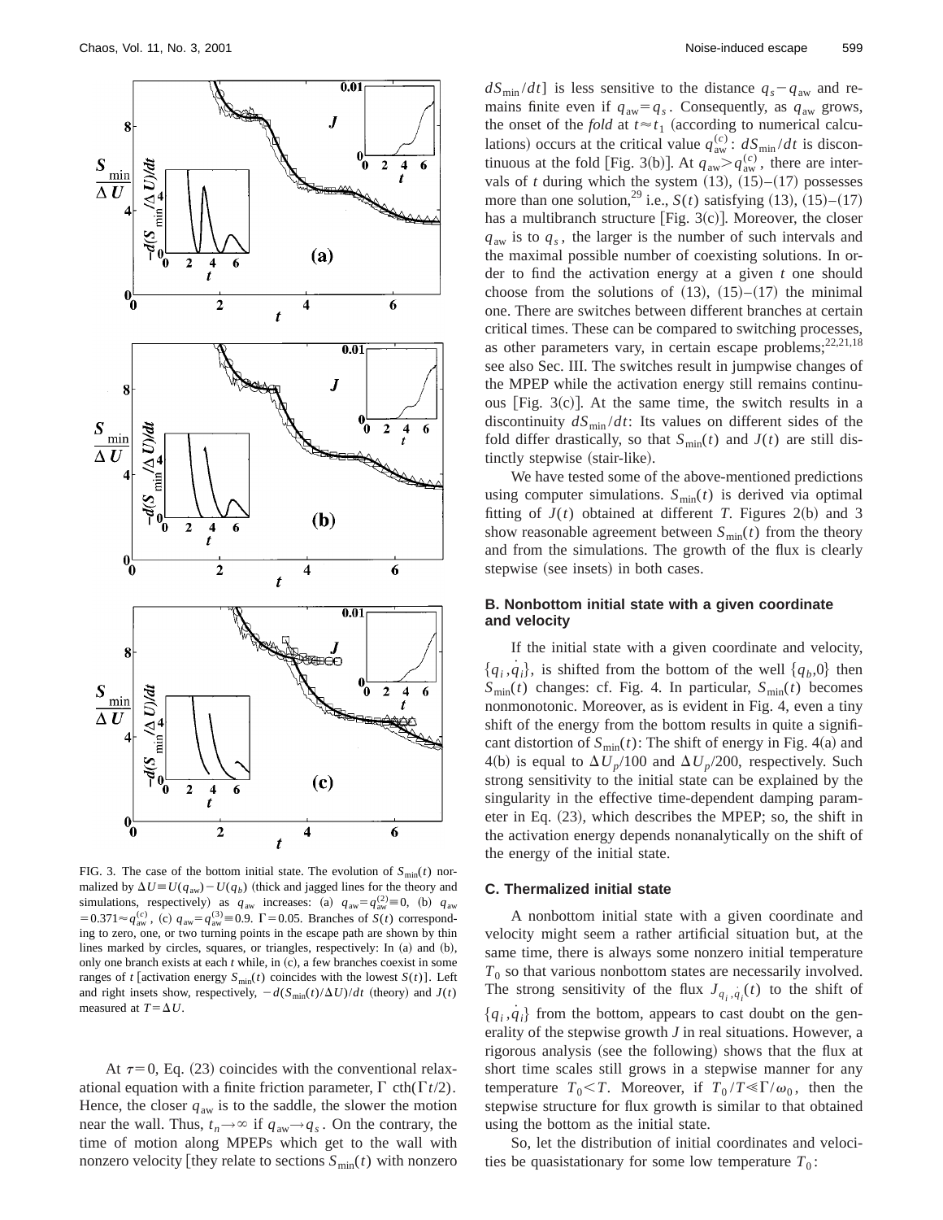FIG. 3. The case of the bottom initial state. The evolution of $S_{\min}(t)$ normalized by $\Delta U \equiv U(q_{aw}) - U(q_b)$ (thick and jagged lines for the theory and simulations, respectively) as $q_{aw}$ increases: (a) $q_{aw} = q_{aw}^{(2)} \equiv 0$, (b) $q_{aw} = 0.371 \approx q_{aw}^{(c)}$, (c) $q_{aw} = q_{aw}^{(3)} \equiv 0.9$. $\Gamma = 0.05$. Branches of $S(t)$ corresponding to zero, one, or two turning points in the escape path are shown by thin lines marked by circles, squares, or triangles, respectively: In (a) and (b), only one branch exists at each $t$ while, in (c), a few branches coexist in some ranges of $t$ [activation energy $S_{\min}(t)$ coincides with the lowest $S(t)$]. Left and right insets show, respectively, $-d(S_{\min}(t)/\Delta U)/dt$ (theory) and $J(t)$ measured at $T = \Delta U$.

At $\tau = 0$, Eq. (23) coincides with the conventional relaxational equation with a finite friction parameter, $\Gamma \operatorname{cth}(\Gamma t/2)$. Hence, the closer $q_{aw}$ is to the saddle, the slower the motion near the wall. Thus, $t_n \to \infty$ if $q_{aw} \to q_s$. On the contrary, the time of motion along MPEPs which get to the wall with nonzero velocity [they relate to sections $S_{\min}(t)$ with nonzero $dS_{\min}/dt$] is less sensitive to the distance $q_s - q_{aw}$ and remains finite even if $q_{aw} = q_s$. Consequently, as $q_{aw}$ grows, the onset of the *fold* at $t \approx t_1$ (according to numerical calculations) occurs at the critical value $q_{aw}^{(c)}$: $dS_{\min}/dt$ is discontinuous at the fold [Fig. 3(b)]. At $q_{aw} > q_{aw}^{(c)}$, there are intervals of $t$ during which the system (13), (15)–(17) possesses more than one solution,[29] i.e., $S(t)$ satisfying (13), (15)–(17) has a multibranch structure [Fig. 3(c)]. Moreover, the closer $q_{aw}$ is to $q_s$, the larger is the number of such intervals and the maximal possible number of coexisting solutions. In order to find the activation energy at a given $t$ one should choose from the solutions of (13), (15)–(17) the minimal one. There are switches between different branches at certain critical times. These can be compared to switching processes, as other parameters vary, in certain escape problems;[22,21,18] see also Sec. III. The switches result in jumpwise changes of the MPEP while the activation energy still remains continuous [Fig. 3(c)]. At the same time, the switch results in a discontinuity $dS_{\min}/dt$: Its values on different sides of the fold differ drastically, so that $S_{\min}(t)$ and $J(t)$ are still distinctly stepwise (stair-like).

We have tested some of the above-mentioned predictions using computer simulations. $S_{\min}(t)$ is derived via optimal fitting of $J(t)$ obtained at different $T$. Figures 2(b) and 3 show reasonable agreement between $S_{\min}(t)$ from the theory and from the simulations. The growth of the flux is clearly stepwise (see insets) in both cases.

### B. Nonbottom initial state with a given coordinate and velocity

If the initial state with a given coordinate and velocity, $\{q_i, \dot{q}_i\}$, is shifted from the bottom of the well $\{q_b, 0\}$ then $S_{\min}(t)$ changes: cf. Fig. 4. In particular, $S_{\min}(t)$ becomes nonmonotonic. Moreover, as is evident in Fig. 4, even a tiny shift of the energy from the bottom results in quite a significant distortion of $S_{\min}(t)$: The shift of energy in Fig. 4(a) and 4(b) is equal to $\Delta U_p/100$ and $\Delta U_p/200$, respectively. Such strong sensitivity to the initial state can be explained by the singularity in the effective time-dependent damping parameter in Eq. (23), which describes the MPEP; so, the shift in the activation energy depends nonanalytically on the shift of the energy of the initial state.

### C. Thermalized initial state

A nonbottom initial state with a given coordinate and velocity might seem a rather artificial situation but, at the same time, there is always some nonzero initial temperature $T_0$ so that various nonbottom states are necessarily involved. The strong sensitivity of the flux $J_{q_i, \dot{q}_i}(t)$ to the shift of $\{q_i, \dot{q}_i\}$ from the bottom, appears to cast doubt on the generality of the stepwise growth $J$ in real situations. However, a rigorous analysis (see the following) shows that the flux at short time scales still grows in a stepwise manner for any temperature $T_0 < T$. Moreover, if $T_0/T \ll \Gamma/\omega_0$, then the stepwise structure for flux growth is similar to that obtained using the bottom as the initial state.

So, let the distribution of initial coordinates and velocities be quasistationary for some low temperature $T_0$: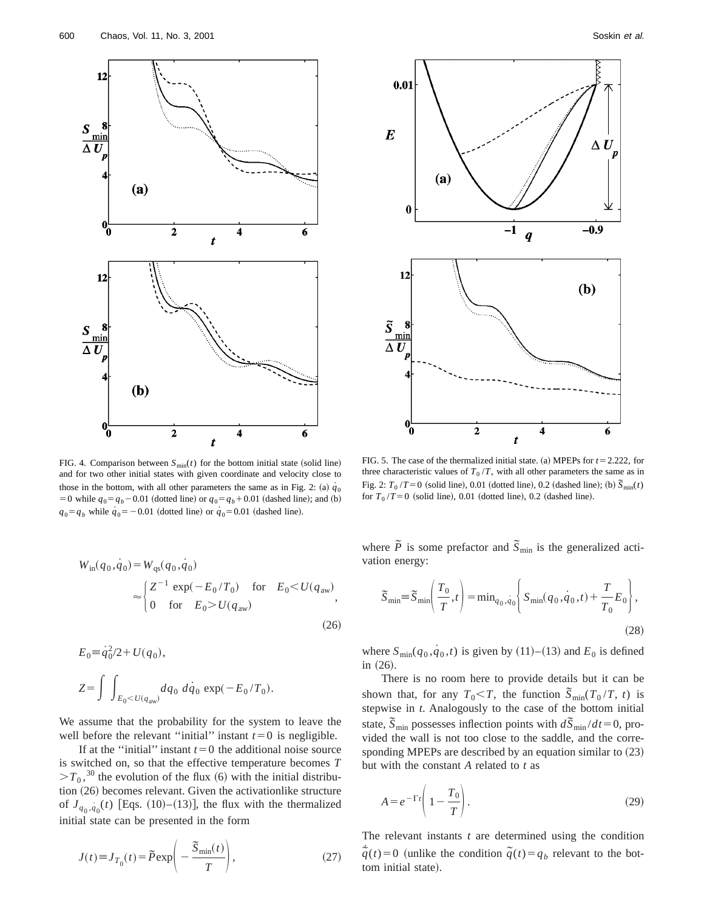FIG. 4. Comparison between $S_{\min}(t)$ for the bottom initial state (solid line) and for two other initial states with given coordinate and velocity close to those in the bottom, with all other parameters the same as in Fig. 2: (a) $\dot{q}_0 = 0$ while $q_0 = q_b - 0.01$ (dotted line) or $q_0 = q_b + 0.01$ (dashed line); and (b) $q_0 = q_b$ while $\dot{q}_0 = -0.01$ (dotted line) or $\dot{q}_0 = 0.01$ (dashed line).

FIG. 5. The case of the thermalized initial state. (a) MPEPs for $t = 2.222$, for three characteristic values of $T_0/T$, with all other parameters the same as in Fig. 2: $T_0/T = 0$ (solid line), 0.01 (dotted line), 0.2 (dashed line); (b) $\tilde{S}_{\min}(t)$ for $T_0/T = 0$ (solid line), 0.01 (dotted line), 0.2 (dashed line).

$$
W_{\text{in}}(q_0, \dot{q}_0) = W_{\text{qs}}(q_0, \dot{q}_0)
\approx \begin{cases} Z^{-1} \exp(-E_0/T_0) & \text{for} \quad E_0 < U(q_{\text{aw}}) \\ 0 & \text{for} \quad E_0 > U(q_{\text{aw}}) \end{cases}, \tag{26}
$$

$$
E_0 \equiv \dot{q}_0^2/2 + U(q_0),
$$

$$
Z = \int \int_{E_0 < U(q_{\text{aw}})} dq_0 \, d\dot{q}_0 \, \exp(-E_0/T_0).
$$

We assume that the probability for the system to leave the well before the relevant "initial" instant $t=0$ is negligible.

If at the "initial" instant $t=0$ the additional noise source is switched on, so that the effective temperature becomes $T > T_0$,[30] the evolution of the flux (6) with the initial distribution (26) becomes relevant. Given the activationlike structure of $J_{q_0, \dot{q}_0}(t)$ [Eqs. (10)–(13)], the flux with the thermalized initial state can be presented in the form

$$
J(t) \equiv J_{T_0}(t) = \tilde{P} \exp\left( -\frac{\tilde{S}_{\min}(t)}{T} \right), \tag{27}
$$

where $\tilde{P}$ is some prefactor and $\tilde{S}_{\min}$ is the generalized activation energy:

$$
\tilde{S}_{\min} \equiv \tilde{S}_{\min}\left( \frac{T_0}{T}, t \right) = \min_{q_0, \dot{q}_0} \left\{ S_{\min}(q_0, \dot{q}_0, t) + \frac{T}{T_0} E_0 \right\}, \tag{28}
$$

where $S_{\min}(q_0, \dot{q}_0, t)$ is given by (11)–(13) and $E_0$ is defined in (26).

There is no room here to provide details but it can be shown that, for any $T_0 < T$, the function $\tilde{S}_{\min}(T_0/T, t)$ is stepwise in $t$. Analogously to the case of the bottom initial state, $\tilde{S}_{\min}$ possesses inflection points with $d\tilde{S}_{\min}/dt = 0$, provided the wall is not too close to the saddle, and the corresponding MPEPs are described by an equation similar to (23) but with the constant $A$ related to $t$ as

$$
A = e^{-\Gamma t} \left( 1 - \frac{T_0}{T} \right). \tag{29}
$$

The relevant instants $t$ are determined using the condition $\dot{\tilde{q}}(t) = 0$ (unlike the condition $\tilde{q}(t) = q_b$ relevant to the bottom initial state).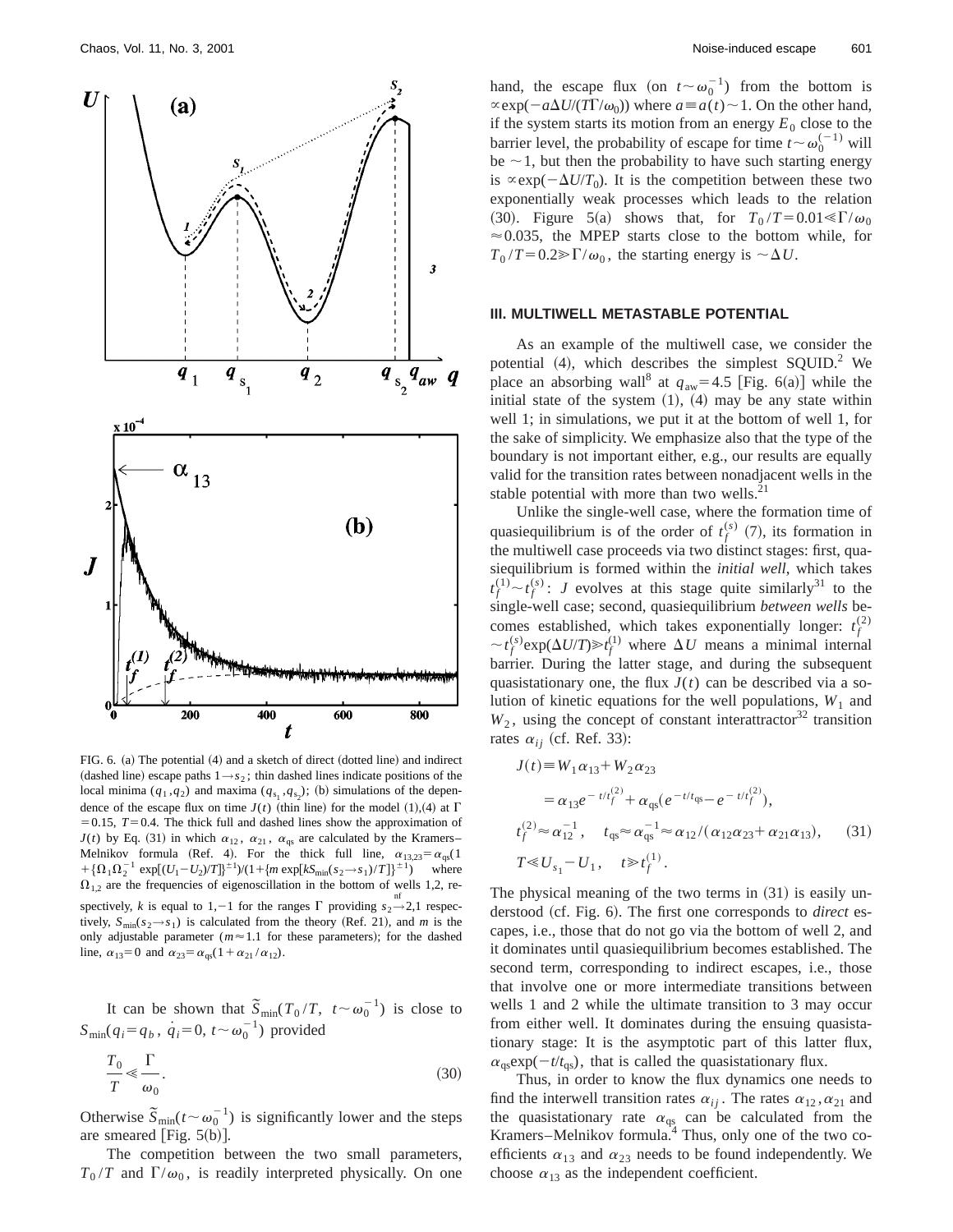FIG. 6. (a) The potential (4) and a sketch of direct (dotted line) and indirect (dashed line) escape paths $1 \rightarrow s_2$; thin dashed lines indicate positions of the local minima $(q_1, q_2)$ and maxima $(q_{s_1}, q_{s_2})$; (b) simulations of the dependence of the escape flux on time $J(t)$ (thin line) for the model (1),(4) at $\Gamma = 0.15$, $T = 0.4$. The thick full and dashed lines show the approximation of $J(t)$ by Eq. (31) in which $\alpha_{12}$, $\alpha_{21}$, $\alpha_{qs}$ are calculated by the Kramers–Melnikov formula (Ref. 4). For the thick full line, $\alpha_{13,23} = \alpha_{qs}(1 + \{\Omega_1 \Omega_2^{-1} \exp[(U_1 - U_2)/T]\}^{\pm 1})/(1 + \{m \exp[k S_{\min}(s_2 \rightarrow s_1)/T]\}^{\pm 1})$ where $\Omega_{1,2}$ are the frequencies of eigenoscillation in the bottom of wells 1,2, respectively, $k$ is equal to $1, -1$ for the ranges $\Gamma$ providing $s_2 \overset{\mathrm{nf}}{\rightarrow} 2,1$ respectively, $S_{\min}(s_2 \rightarrow s_1)$ is calculated from the theory (Ref. 21), and $m$ is the only adjustable parameter ($m \approx 1.1$ for these parameters); for the dashed line, $\alpha_{13} = 0$ and $\alpha_{23} = \alpha_{qs}(1 + \alpha_{21}/\alpha_{12})$.

It can be shown that $\tilde{S}_{\min}(T_0/T,\ t \sim \omega_0^{-1})$ is close to $S_{\min}(q_i = q_b,\ \dot{q}_i = 0,\ t \sim \omega_0^{-1})$ provided

$$\frac{T_0}{T} \ll \frac{\Gamma}{\omega_0}. \tag{30}$$

Otherwise $\tilde{S}_{\min}(t \sim \omega_0^{-1})$ is significantly lower and the steps are smeared [Fig. 5(b)].

The competition between the two small parameters, $T_0/T$ and $\Gamma/\omega_0$, is readily interpreted physically. On one hand, the escape flux (on $t \sim \omega_0^{-1}$) from the bottom is $\propto \exp(-a\Delta U/(T\Gamma/\omega_0))$ where $a \equiv a(t) \sim 1$. On the other hand, if the system starts its motion from an energy $E_0$ close to the barrier level, the probability of escape for time $t \sim \omega_0^{(-1)}$ will be $\sim 1$, but then the probability to have such starting energy is $\propto \exp(-\Delta U/T_0)$. It is the competition between these two exponentially weak processes which leads to the relation (30). Figure 5(a) shows that, for $T_0/T = 0.01 \ll \Gamma/\omega_0 \approx 0.035$, the MPEP starts close to the bottom while, for $T_0/T = 0.2 \gg \Gamma/\omega_0$, the starting energy is $\sim \Delta U$.

## III. MULTIWELL METASTABLE POTENTIAL

As an example of the multiwell case, we consider the potential (4), which describes the simplest SQUID.[2] We place an absorbing wall[8] at $q_{aw} = 4.5$ [Fig. 6(a)] while the initial state of the system (1), (4) may be any state within well 1; in simulations, we put it at the bottom of well 1, for the sake of simplicity. We emphasize also that the type of the boundary is not important either, e.g., our results are equally valid for the transition rates between nonadjacent wells in the stable potential with more than two wells.[21]

Unlike the single-well case, where the formation time of quasiequilibrium is of the order of $t_f^{(s)}$ (7), its formation in the multiwell case proceeds via two distinct stages: first, quasiequilibrium is formed within the *initial well*, which takes $t_f^{(1)} \sim t_f^{(s)}$: $J$ evolves at this stage quite similarly[31] to the single-well case; second, quasiequilibrium *between wells* becomes established, which takes exponentially longer: $t_f^{(2)} \sim t_f^{(s)} \exp(\Delta U/T) \gg t_f^{(1)}$ where $\Delta U$ means a minimal internal barrier. During the latter stage, and during the subsequent quasistationary one, the flux $J(t)$ can be described via a solution of kinetic equations for the well populations, $W_1$ and $W_2$, using the concept of constant interattractor[32] transition rates $\alpha_{ij}$ (cf. Ref. 33):

$$
\begin{aligned}
J(t) &\equiv W_1 \alpha_{13} + W_2 \alpha_{23} \\
&= \alpha_{13} e^{-t/t_f^{(2)}} + \alpha_{qs}(e^{-t/t_{qs}} - e^{-t/t_f^{(2)}}), \\
t_f^{(2)} &\approx \alpha_{12}^{-1}, \quad t_{qs} \approx \alpha_{qs}^{-1} \approx \alpha_{12}/(\alpha_{12}\alpha_{23} + \alpha_{21}\alpha_{13}), \\
T &\ll U_{s_1} - U_1, \quad t \gg t_f^{(1)}.
\end{aligned} \tag{31}
$$

The physical meaning of the two terms in (31) is easily understood (cf. Fig. 6). The first one corresponds to *direct* escapes, i.e., those that do not go via the bottom of well 2, and it dominates until quasiequilibrium becomes established. The second term, corresponding to indirect escapes, i.e., those that involve one or more intermediate transitions between wells 1 and 2 while the ultimate transition to 3 may occur from either well. It dominates during the ensuing quasistationary stage: It is the asymptotic part of this latter flux, $\alpha_{qs}\exp(-t/t_{qs})$, that is called the quasistationary flux.

Thus, in order to know the flux dynamics one needs to find the interwell transition rates $\alpha_{ij}$. The rates $\alpha_{12}, \alpha_{21}$ and the quasistationary rate $\alpha_{qs}$ can be calculated from the Kramers–Melnikov formula.[4] Thus, only one of the two coefficients $\alpha_{13}$ and $\alpha_{23}$ needs to be found independently. We choose $\alpha_{13}$ as the independent coefficient.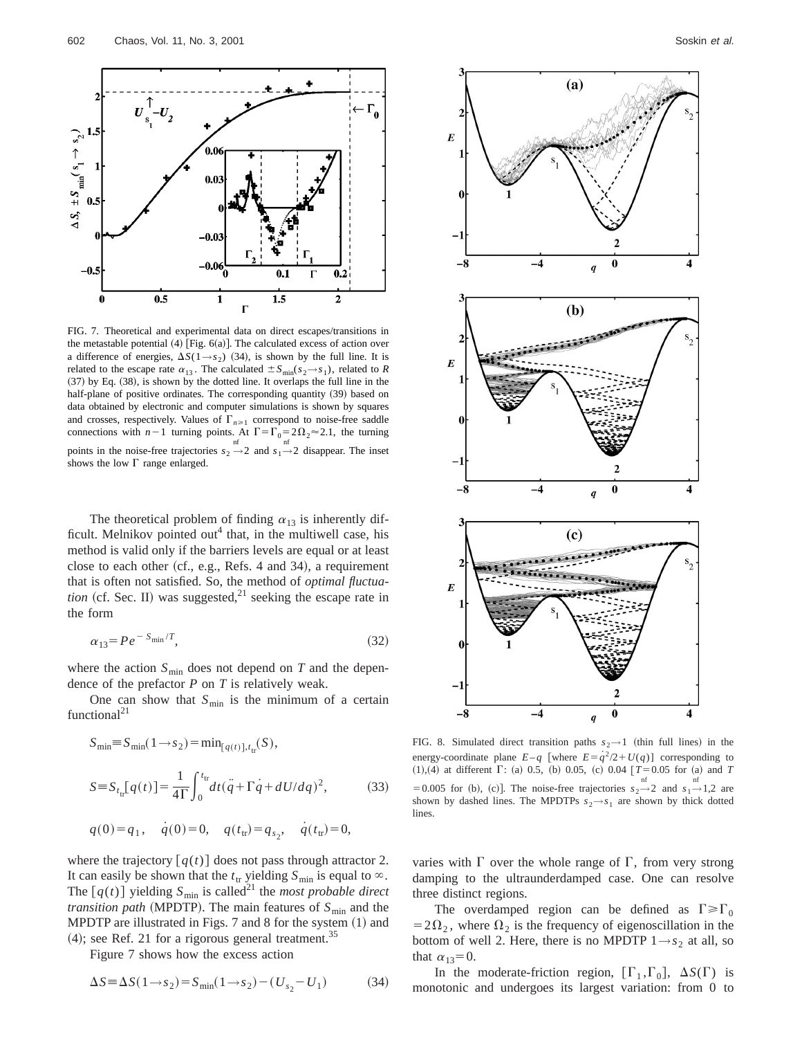FIG. 7. Theoretical and experimental data on direct escapes/transitions in the metastable potential (4) [Fig. 6(a)]. The calculated excess of action over a difference of energies, $\Delta S(1\rightarrow s_2)$ (34), is shown by the full line. It is related to the escape rate $\alpha_{13}$. The calculated $\pm S_{\min}(s_2\rightarrow s_1)$, related to $R$ (37) by Eq. (38), is shown by the dotted line. It overlaps the full line in the half-plane of positive ordinates. The corresponding quantity (39) based on data obtained by electronic and computer simulations is shown by squares and crosses, respectively. Values of $\Gamma_{n\geq 1}$ correspond to noise-free saddle connections with $n-1$ turning points. At $\Gamma=\Gamma_0=2\Omega_2\approx 2.1$, the turning points in the noise-free trajectories $s_2 \overset{\text{nf}}{\rightarrow} 2$ and $s_1 \overset{\text{nf}}{\rightarrow} 2$ disappear. The inset shows the low $\Gamma$ range enlarged.

The theoretical problem of finding $\alpha_{13}$ is inherently difficult. Melnikov pointed out[4] that, in the multiwell case, his method is valid only if the barriers levels are equal or at least close to each other (cf., e.g., Refs. 4 and 34), a requirement that is often not satisfied. So, the method of *optimal fluctuation* (cf. Sec. II) was suggested,[21] seeking the escape rate in the form

$$\alpha_{13}=Pe^{-S_{\min}/T}, \tag{32}$$

where the action $S_{\min}$ does not depend on $T$ and the dependence of the prefactor $P$ on $T$ is relatively weak.

One can show that $S_{\min}$ is the minimum of a certain functional[21]

$$S_{\min}\equiv S_{\min}(1\rightarrow s_2)=\min_{[q(t)],t_{\rm tr}}(S),$$

$$S\equiv S_{t_{\rm tr}}[q(t)]=\frac{1}{4\Gamma}\int_0^{t_{\rm tr}}dt(\ddot{q}+\Gamma\dot{q}+dU/dq)^2, \tag{33}$$

$$q(0)=q_1,\quad \dot{q}(0)=0,\quad q(t_{\rm tr})=q_{s_2},\quad \dot{q}(t_{\rm tr})=0,$$

where the trajectory $[q(t)]$ does not pass through attractor 2. It can easily be shown that the $t_{\rm tr}$ yielding $S_{\min}$ is equal to $\infty$. The $[q(t)]$ yielding $S_{\min}$ is called[21] the *most probable direct transition path* (MPDTP). The main features of $S_{\min}$ and the MPDTP are illustrated in Figs. 7 and 8 for the system (1) and (4); see Ref. 21 for a rigorous general treatment.[35]

Figure 7 shows how the excess action

$$\Delta S\equiv\Delta S(1\rightarrow s_2)=S_{\min}(1\rightarrow s_2)-(U_{s_2}-U_1) \tag{34}$$

FIG. 8. Simulated direct transition paths $s_2\rightarrow 1$ (thin full lines) in the energy-coordinate plane $E-q$ [where $E=\dot{q}^2/2+U(q)$] corresponding to (1),(4) at different $\Gamma$: (a) 0.5, (b) 0.05, (c) 0.04 [$T=0.05$ for (a) and $T=0.005$ for (b), (c)]. The noise-free trajectories $s_2 \overset{\text{nf}}{\rightarrow} 2$ and $s_1 \overset{\text{nf}}{\rightarrow} 1,2$ are shown by dashed lines. The MPDTPs $s_2\rightarrow s_1$ are shown by thick dotted lines.

varies with $\Gamma$ over the whole range of $\Gamma$, from very strong damping to the ultraunderdamped case. One can resolve three distinct regions.

The overdamped region can be defined as $\Gamma\geq\Gamma_0=2\Omega_2$, where $\Omega_2$ is the frequency of eigenoscillation in the bottom of well 2. Here, there is no MPDTP $1\rightarrow s_2$ at all, so that $\alpha_{13}=0$.

In the moderate-friction region, $[\Gamma_1,\Gamma_0]$, $\Delta S(\Gamma)$ is monotonic and undergoes its largest variation: from 0 to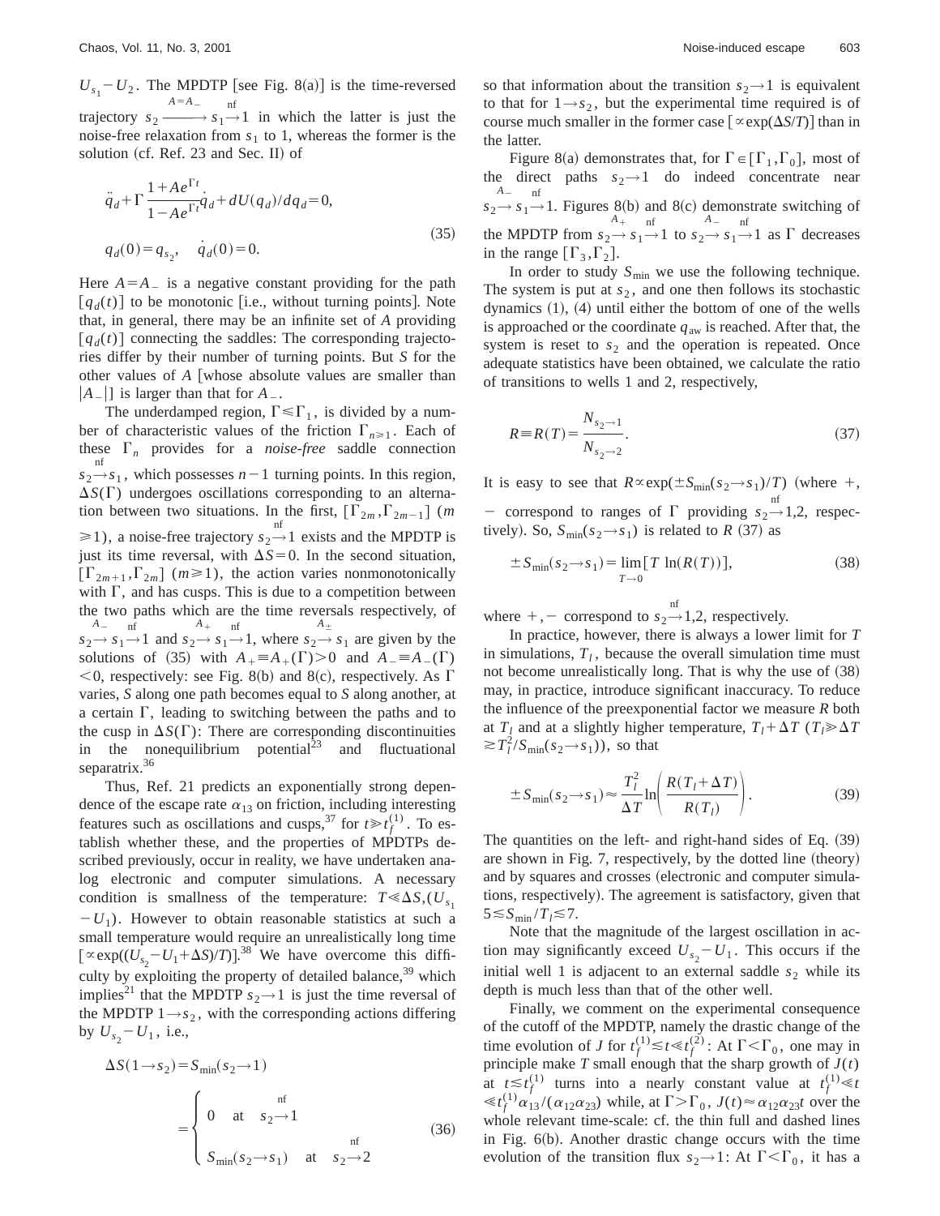$U_{s_1}-U_2$. The MPDTP [see Fig. 8(a)] is the time-reversed trajectory $s_2 \xrightarrow{A=A_-} s_1 \xrightarrow{\text{nf}} 1$ in which the latter is just the noise-free relaxation from $s_1$ to 1, whereas the former is the solution (cf. Ref. 23 and Sec. II) of

$$\ddot{q}_d + \Gamma \frac{1+Ae^{\Gamma t}}{1-Ae^{\Gamma t}} \dot{q}_d + dU(q_d)/dq_d = 0,$$
$$q_d(0) = q_{s_2}, \quad \dot{q}_d(0) = 0. \tag{35}$$

Here $A=A_-$ is a negative constant providing for the path $[q_d(t)]$ to be monotonic [i.e., without turning points]. Note that, in general, there may be an infinite set of $A$ providing $[q_d(t)]$ connecting the saddles: The corresponding trajectories differ by their number of turning points. But $S$ for the other values of $A$ [whose absolute values are smaller than $|A_-|$] is larger than that for $A_-$.

The underdamped region, $\Gamma \leq \Gamma_1$, is divided by a number of characteristic values of the friction $\Gamma_{n\geq 1}$. Each of these $\Gamma_n$ provides for a *noise-free* saddle connection $s_2 \xrightarrow{\text{nf}} s_1$, which possesses $n-1$ turning points. In this region, $\Delta S(\Gamma)$ undergoes oscillations corresponding to an alternation between two situations. In the first, $[\Gamma_{2m}, \Gamma_{2m-1}]$ ($m \geq 1$), a noise-free trajectory $s_2 \xrightarrow{\text{nf}} 1$ exists and the MPDTP is just its time reversal, with $\Delta S=0$. In the second situation, $[\Gamma_{2m+1}, \Gamma_{2m}]$ ($m \geq 1$), the action varies nonmonotonically with $\Gamma$, and has cusps. This is due to a competition between the two paths which are the time reversals respectively, of $s_2 \xrightarrow{A_-} s_1 \xrightarrow{\text{nf}} 1$ and $s_2 \xrightarrow{A_+} s_1 \xrightarrow{\text{nf}} 1$, where $s_2 \xrightarrow{A_\pm} s_1$ are given by the solutions of (35) with $A_+ \equiv A_+(\Gamma) > 0$ and $A_- \equiv A_-(\Gamma) < 0$, respectively: see Fig. 8(b) and 8(c), respectively. As $\Gamma$ varies, $S$ along one path becomes equal to $S$ along another, at a certain $\Gamma$, leading to switching between the paths and to the cusp in $\Delta S(\Gamma)$: There are corresponding discontinuities in the nonequilibrium potential[23] and fluctuational separatrix.[36]

Thus, Ref. 21 predicts an exponentially strong dependence of the escape rate $\alpha_{13}$ on friction, including interesting features such as oscillations and cusps,[37] for $t \gg t_f^{(1)}$. To establish whether these, and the properties of MPDTPs described previously, occur in reality, we have undertaken analog electronic and computer simulations. A necessary condition is smallness of the temperature: $T \ll \Delta S, (U_{s_1} - U_1)$. However to obtain reasonable statistics at such a small temperature would require an unrealistically long time $[\propto \exp((U_{s_2}-U_1+\Delta S)/T)]$.[38] We have overcome this difficulty by exploiting the property of detailed balance,[39] which implies[21] that the MPDTP $s_2 \rightarrow 1$ is just the time reversal of the MPDTP $1 \rightarrow s_2$, with the corresponding actions differing by $U_{s_2}-U_1$, i.e.,

$$\Delta S(1 \rightarrow s_2) = S_{\min}(s_2 \rightarrow 1) = \begin{cases} 0 & \text{at} \quad s_2 \xrightarrow{\text{nf}} 1 \\ S_{\min}(s_2 \rightarrow s_1) & \text{at} \quad s_2 \xrightarrow{\text{nf}} 2 \end{cases} \tag{36}$$

so that information about the transition $s_2 \rightarrow 1$ is equivalent to that for $1 \rightarrow s_2$, but the experimental time required is of course much smaller in the former case $[\propto \exp(\Delta S/T)]$ than in the latter.

Figure 8(a) demonstrates that, for $\Gamma \in [\Gamma_1, \Gamma_0]$, most of the direct paths $s_2 \rightarrow 1$ do indeed concentrate near $s_2 \xrightarrow{A_-} s_1 \xrightarrow{\text{nf}} 1$. Figures 8(b) and 8(c) demonstrate switching of the MPDTP from $s_2 \xrightarrow{A_+} s_1 \xrightarrow{\text{nf}} 1$ to $s_2 \xrightarrow{A_-} s_1 \xrightarrow{\text{nf}} 1$ as $\Gamma$ decreases in the range $[\Gamma_3, \Gamma_2]$.

In order to study $S_{\min}$ we use the following technique. The system is put at $s_2$, and one then follows its stochastic dynamics (1), (4) until either the bottom of one of the wells is approached or the coordinate $q_{\text{aw}}$ is reached. After that, the system is reset to $s_2$ and the operation is repeated. Once adequate statistics have been obtained, we calculate the ratio of transitions to wells 1 and 2, respectively,

$$R \equiv R(T) = \frac{N_{s_2 \rightarrow 1}}{N_{s_2 \rightarrow 2}}. \tag{37}$$

It is easy to see that $R \propto \exp(\pm S_{\min}(s_2 \rightarrow s_1)/T)$ (where $+$, $-$ correspond to ranges of $\Gamma$ providing $s_2 \xrightarrow{\text{nf}} 1,2$, respectively). So, $S_{\min}(s_2 \rightarrow s_1)$ is related to $R$ (37) as

$$\pm S_{\min}(s_2 \rightarrow s_1) = \lim_{T \rightarrow 0} [T \ln(R(T))], \tag{38}$$

where $+,-$ correspond to $s_2 \xrightarrow{\text{nf}} 1,2$, respectively.

In practice, however, there is always a lower limit for $T$ in simulations, $T_l$, because the overall simulation time must not become unrealistically long. That is why the use of (38) may, in practice, introduce significant inaccuracy. To reduce the influence of the preexponential factor we measure $R$ both at $T_l$ and at a slightly higher temperature, $T_l + \Delta T$ ($T_l \gg \Delta T \gtrsim T_l^2/S_{\min}(s_2 \rightarrow s_1)$), so that

$$\pm S_{\min}(s_2 \rightarrow s_1) \approx \frac{T_l^2}{\Delta T} \ln\left(\frac{R(T_l + \Delta T)}{R(T_l)}\right). \tag{39}$$

The quantities on the left- and right-hand sides of Eq. (39) are shown in Fig. 7, respectively, by the dotted line (theory) and by squares and crosses (electronic and computer simulations, respectively). The agreement is satisfactory, given that $5 \lesssim S_{\min}/T_l \lesssim 7$.

Note that the magnitude of the largest oscillation in action may significantly exceed $U_{s_2} - U_1$. This occurs if the initial well 1 is adjacent to an external saddle $s_2$ while its depth is much less than that of the other well.

Finally, we comment on the experimental consequence of the cutoff of the MPDTP, namely the drastic change of the time evolution of $J$ for $t_f^{(1)} \lesssim t \ll t_f^{(2)}$: At $\Gamma < \Gamma_0$, one may in principle make $T$ small enough that the sharp growth of $J(t)$ at $t \lesssim t_f^{(1)}$ turns into a nearly constant value at $t_f^{(1)} \ll t \ll t_f^{(1)} \alpha_{13}/(\alpha_{12}\alpha_{23})$ while, at $\Gamma > \Gamma_0$, $J(t) \approx \alpha_{12}\alpha_{23} t$ over the whole relevant time-scale: cf. the thin full and dashed lines in Fig. 6(b). Another drastic change occurs with the time evolution of the transition flux $s_2 \rightarrow 1$: At $\Gamma < \Gamma_0$, it has a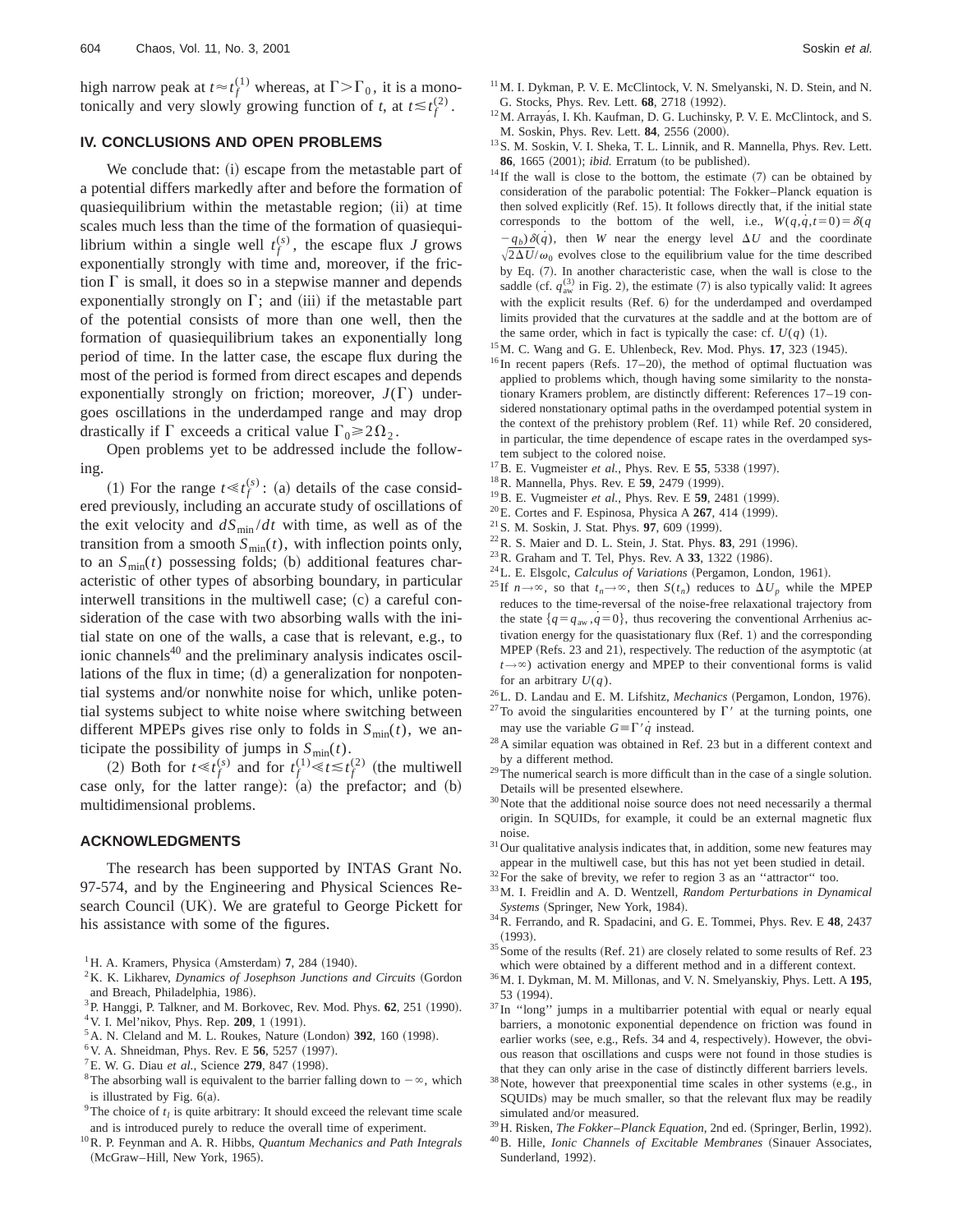high narrow peak at $t \approx t_f^{(1)}$ whereas, at $\Gamma > \Gamma_0$, it is a monotonically and very slowly growing function of $t$, at $t \lesssim t_f^{(2)}$.

## IV. CONCLUSIONS AND OPEN PROBLEMS

We conclude that: (i) escape from the metastable part of a potential differs markedly after and before the formation of quasiequilibrium within the metastable region; (ii) at time scales much less than the time of the formation of quasiequilibrium within a single well $t_f^{(s)}$, the escape flux $J$ grows exponentially strongly with time and, moreover, if the friction $\Gamma$ is small, it does so in a stepwise manner and depends exponentially strongly on $\Gamma$; and (iii) if the metastable part of the potential consists of more than one well, then the formation of quasiequilibrium takes an exponentially long period of time. In the latter case, the escape flux during the most of the period is formed from direct escapes and depends exponentially strongly on friction; moreover, $J(\Gamma)$ undergoes oscillations in the underdamped range and may drop drastically if $\Gamma$ exceeds a critical value $\Gamma_0 \gtrsim 2\Omega_2$.

Open problems yet to be addressed include the following.

(1) For the range $t \ll t_f^{(s)}$: (a) details of the case considered previously, including an accurate study of oscillations of the exit velocity and $dS_{\min}/dt$ with time, as well as of the transition from a smooth $S_{\min}(t)$, with inflection points only, to an $S_{\min}(t)$ possessing folds; (b) additional features characteristic of other types of absorbing boundary, in particular interwell transitions in the multiwell case; (c) a careful consideration of the case with two absorbing walls with the initial state on one of the walls, a case that is relevant, e.g., to ionic channels[40] and the preliminary analysis indicates oscillations of the flux in time; (d) a generalization for nonpotential systems and/or nonwhite noise for which, unlike potential systems subject to white noise where switching between different MPEPs gives rise only to folds in $S_{\min}(t)$, we anticipate the possibility of jumps in $S_{\min}(t)$.

(2) Both for $t \ll t_f^{(s)}$ and for $t_f^{(1)} \ll t \lesssim t_f^{(2)}$ (the multiwell case only, for the latter range): (a) the prefactor; and (b) multidimensional problems.

## ACKNOWLEDGMENTS

The research has been supported by INTAS Grant No. 97-574, and by the Engineering and Physical Sciences Research Council (UK). We are grateful to George Pickett for his assistance with some of the figures.

[1] H. A. Kramers, Physica (Amsterdam) **7**, 284 (1940).

[2] K. K. Likharev, *Dynamics of Josephson Junctions and Circuits* (Gordon and Breach, Philadelphia, 1986).

[3] P. Hanggi, P. Talkner, and M. Borkovec, Rev. Mod. Phys. **62**, 251 (1990).

[4] V. I. Mel'nikov, Phys. Rep. **209**, 1 (1991).

[5] A. N. Cleland and M. L. Roukes, Nature (London) **392**, 160 (1998).

[6] V. A. Shneidman, Phys. Rev. E **56**, 5257 (1997).

[7] E. W. G. Diau *et al.*, Science **279**, 847 (1998).

[8] The absorbing wall is equivalent to the barrier falling down to $-\infty$, which is illustrated by Fig. 6(a).

[9] The choice of $t_l$ is quite arbitrary: It should exceed the relevant time scale and is introduced purely to reduce the overall time of experiment.

[10] R. P. Feynman and A. R. Hibbs, *Quantum Mechanics and Path Integrals* (McGraw–Hill, New York, 1965).

[11] M. I. Dykman, P. V. E. McClintock, V. N. Smelyanski, N. D. Stein, and N. G. Stocks, Phys. Rev. Lett. **68**, 2718 (1992).

[12] M. Arrayás, I. Kh. Kaufman, D. G. Luchinsky, P. V. E. McClintock, and S. M. Soskin, Phys. Rev. Lett. **84**, 2556 (2000).

[13] S. M. Soskin, V. I. Sheka, T. L. Linnik, and R. Mannella, Phys. Rev. Lett. **86**, 1665 (2001); *ibid.* Erratum (to be published).

[14] If the wall is close to the bottom, the estimate (7) can be obtained by consideration of the parabolic potential: The Fokker–Planck equation is then solved explicitly (Ref. 15). It follows directly that, if the initial state corresponds to the bottom of the well, i.e., $W(q,\dot{q},t=0)=\delta(q-q_b)\delta(\dot{q})$, then $W$ near the energy level $\Delta U$ and the coordinate $\sqrt{2\Delta U}/\omega_0$ evolves close to the equilibrium value for the time described by Eq. (7). In another characteristic case, when the wall is close to the saddle (cf. $q_{\rm aw}^{(3)}$ in Fig. 2), the estimate (7) is also typically valid: It agrees with the explicit results (Ref. 6) for the underdamped and overdamped limits provided that the curvatures at the saddle and at the bottom are of the same order, which in fact is typically the case: cf. $U(q)$ (1).

[15] M. C. Wang and G. E. Uhlenbeck, Rev. Mod. Phys. **17**, 323 (1945).

[16] In recent papers (Refs. 17–20), the method of optimal fluctuation was applied to problems which, though having some similarity to the nonstationary Kramers problem, are distinctly different: References 17–19 considered nonstationary optimal paths in the overdamped potential system in the context of the prehistory problem (Ref. 11) while Ref. 20 considered, in particular, the time dependence of escape rates in the overdamped system subject to the colored noise.

[17] B. E. Vugmeister *et al.*, Phys. Rev. E **55**, 5338 (1997).

[18] R. Mannella, Phys. Rev. E **59**, 2479 (1999).

[19] B. E. Vugmeister *et al.*, Phys. Rev. E **59**, 2481 (1999).

[20] E. Cortes and F. Espinosa, Physica A **267**, 414 (1999).

[21] S. M. Soskin, J. Stat. Phys. **97**, 609 (1999).

[22] R. S. Maier and D. L. Stein, J. Stat. Phys. **83**, 291 (1996).

[23] R. Graham and T. Tel, Phys. Rev. A **33**, 1322 (1986).

[24] L. E. Elsgolc, *Calculus of Variations* (Pergamon, London, 1961).

[25] If $n \to \infty$, so that $t_n \to \infty$, then $S(t_n)$ reduces to $\Delta U_p$ while the MPEP reduces to the time-reversal of the noise-free relaxational trajectory from the state $\{q=q_{\rm aw}, \dot{q}=0\}$, thus recovering the conventional Arrhenius activation energy for the quasistationary flux (Ref. 1) and the corresponding MPEP (Refs. 23 and 21), respectively. The reduction of the asymptotic (at $t \to \infty$) activation energy and MPEP to their conventional forms is valid for an arbitrary $U(q)$.

[26] L. D. Landau and E. M. Lifshitz, *Mechanics* (Pergamon, London, 1976).

[27] To avoid the singularities encountered by $\Gamma'$ at the turning points, one may use the variable $G \equiv \Gamma' \dot{q}$ instead.

[28] A similar equation was obtained in Ref. 23 but in a different context and by a different method.

[29] The numerical search is more difficult than in the case of a single solution. Details will be presented elsewhere.

[30] Note that the additional noise source does not need necessarily a thermal origin. In SQUIDs, for example, it could be an external magnetic flux noise.

[31] Our qualitative analysis indicates that, in addition, some new features may appear in the multiwell case, but this has not yet been studied in detail.

[32] For the sake of brevity, we refer to region 3 as an "attractor" too.

[33] M. I. Freidlin and A. D. Wentzell, *Random Perturbations in Dynamical Systems* (Springer, New York, 1984).

[34] R. Ferrando, and R. Spadacini, and G. E. Tommei, Phys. Rev. E **48**, 2437 (1993).

[35] Some of the results (Ref. 21) are closely related to some results of Ref. 23 which were obtained by a different method and in a different context.

[36] M. I. Dykman, M. M. Millonas, and V. N. Smelyanskiy, Phys. Lett. A **195**, 53 (1994).

[37] In "long" jumps in a multibarrier potential with equal or nearly equal barriers, a monotonic exponential dependence on friction was found in earlier works (see, e.g., Refs. 34 and 4, respectively). However, the obvious reason that oscillations and cusps were not found in those studies is that they can only arise in the case of distinctly different barriers levels.

[38] Note, however that preexponential time scales in other systems (e.g., in SQUIDs) may be much smaller, so that the relevant flux may be readily simulated and/or measured.

[39] H. Risken, *The Fokker–Planck Equation*, 2nd ed. (Springer, Berlin, 1992).

[40] B. Hille, *Ionic Channels of Excitable Membranes* (Sinauer Associates, Sunderland, 1992).